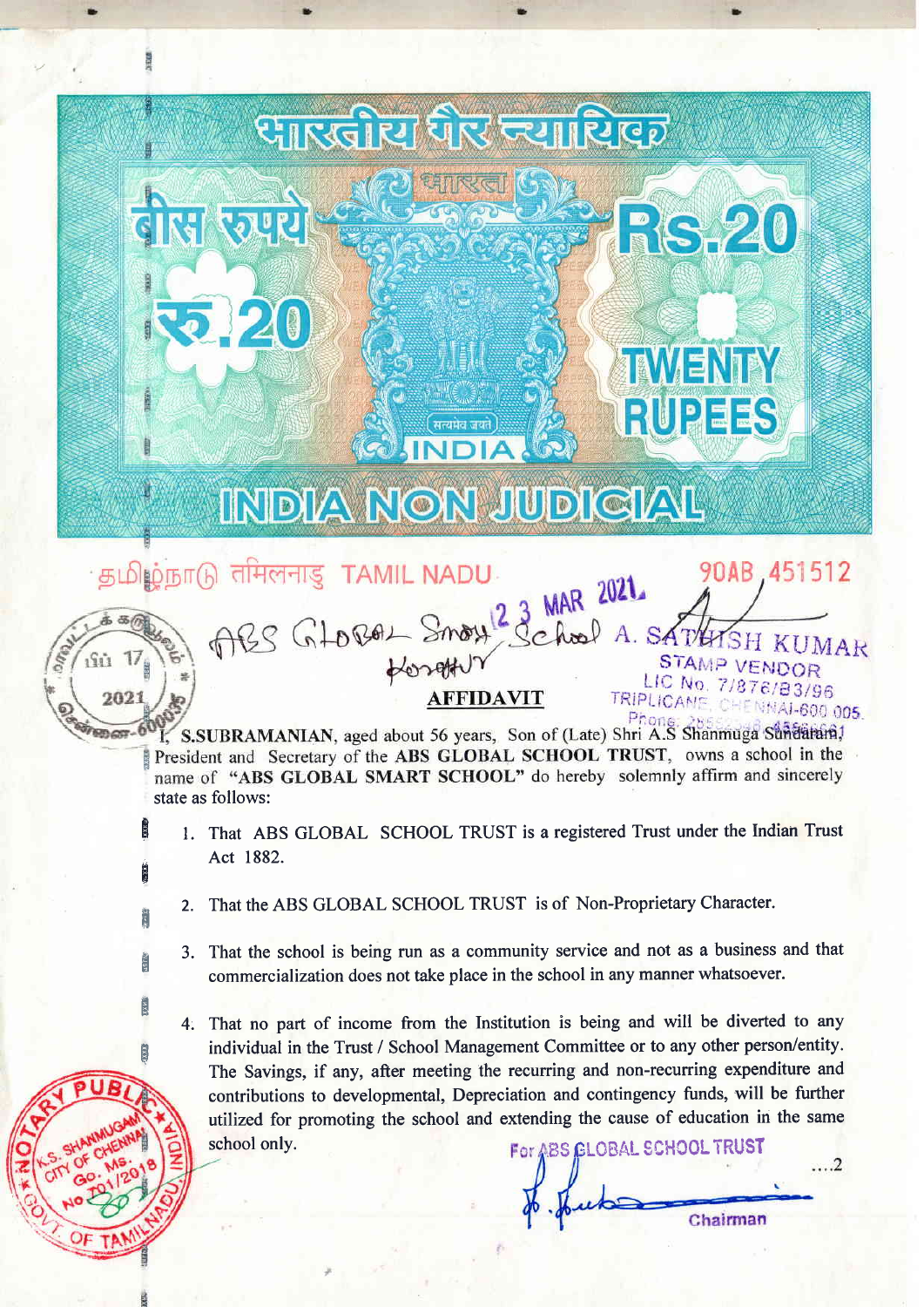भारतीय गैर न्यायिक

बीस रुपये रू.20 Rs.20 TWENTY RUPEES

भारत सत्यमेव जयते INDIA

INDIA NON JUDICIAL

தமிழ்நாடு तमिलनाडु TAMIL NADU 90AB 451512

23 MAR 2021

ABS GLOBAL SMART School Kovathur

A. SATHISH KUMAR STAMP VENDOR LIC No. 7/876/83/96 TRIPLICANE, CHENNAI-600 005.

## AFFIDAVIT

I, **S.SUBRAMANIAN**, aged about 56 years, Son of (Late) Shri A.S Shanmuga Sundaram, President and Secretary of the **ABS GLOBAL SCHOOL TRUST**, owns a school in the name of **"ABS GLOBAL SMART SCHOOL"** do hereby solemnly affirm and sincerely state as follows:

1. That ABS GLOBAL SCHOOL TRUST is a registered Trust under the Indian Trust Act 1882.

2. That the ABS GLOBAL SCHOOL TRUST is of Non-Proprietary Character.

3. That the school is being run as a community service and not as a business and that commercialization does not take place in the school in any manner whatsoever.

4. That no part of income from the Institution is being and will be diverted to any individual in the Trust / School Management Committee or to any other person/entity. The Savings, if any, after meeting the recurring and non-recurring expenditure and contributions to developmental, Depreciation and contingency funds, will be further utilized for promoting the school and extending the cause of education in the same school only.

For ABS GLOBAL SCHOOL TRUST

Chairman

NOTARY PUBLIC K.S. SHANMUGAM CITY OF CHENNAI Go. Ms. No 701/2018 GOVT. OF TAMIL NADU, INDIA

....2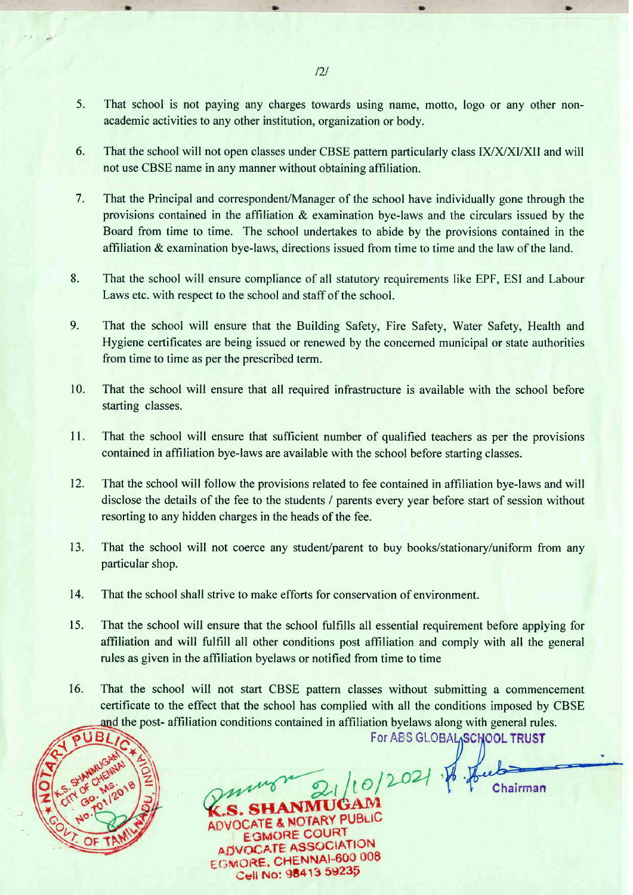5. That school is not paying any charges towards using name, motto, logo or any other non-academic activities to any other institution, organization or body.

6. That the school will not open classes under CBSE pattern particularly class IX/X/XI/XII and will not use CBSE name in any manner without obtaining affiliation.

7. That the Principal and correspondent/Manager of the school have individually gone through the provisions contained in the affiliation & examination bye-laws and the circulars issued by the Board from time to time. The school undertakes to abide by the provisions contained in the affiliation & examination bye-laws, directions issued from time to time and the law of the land.

8. That the school will ensure compliance of all statutory requirements like EPF, ESI and Labour Laws etc. with respect to the school and staff of the school.

9. That the school will ensure that the Building Safety, Fire Safety, Water Safety, Health and Hygiene certificates are being issued or renewed by the concerned municipal or state authorities from time to time as per the prescribed term.

10. That the school will ensure that all required infrastructure is available with the school before starting classes.

11. That the school will ensure that sufficient number of qualified teachers as per the provisions contained in affiliation bye-laws are available with the school before starting classes.

12. That the school will follow the provisions related to fee contained in affiliation bye-laws and will disclose the details of the fee to the students / parents every year before start of session without resorting to any hidden charges in the heads of the fee.

13. That the school will not coerce any student/parent to buy books/stationary/uniform from any particular shop.

14. That the school shall strive to make efforts for conservation of environment.

15. That the school will ensure that the school fulfills all essential requirement before applying for affiliation and will fulfill all other conditions post affiliation and comply with all the general rules as given in the affiliation byelaws or notified from time to time

16. That the school will not start CBSE pattern classes without submitting a commencement certificate to the effect that the school has complied with all the conditions imposed by CBSE and the post- affiliation conditions contained in affiliation byelaws along with general rules.

For ABS GLOBAL SCHOOL TRUST

Chairman

21/10/2021

K.S. SHANMUGAM
ADVOCATE & NOTARY PUBLIC
EGMORE COURT
ADVOCATE ASSOCIATION
EGMORE, CHENNAI-600 008
Cell No: 98413 59235

NOTARY PUBLIC
K.S. SHANMUGAM
CITY OF CHENNAI
GO. MS.
No. 701/2018
GOVT. OF TAMILNADU, INDIA